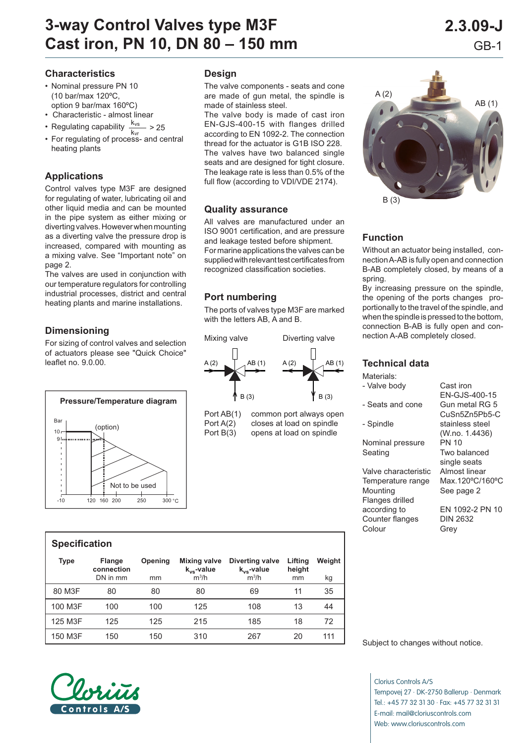# 3-way Control Valves type M3F
# Cast iron, PN 10, DN 80 – 150 mm

2.3.09-J
GB-1

## Characteristics

- Nominal pressure PN 10 (10 bar/max 120ºC, option 9 bar/max 160ºC)
- Characteristic - almost linear
- Regulating capability $\frac{k_{vs}}{k_{vr}} > 25$
- For regulating of process- and central heating plants

## Applications

Control valves type M3F are designed for regulating of water, lubricating oil and other liquid media and can be mounted in the pipe system as either mixing or diverting valves. However when mounting as a diverting valve the pressure drop is increased, compared with mounting as a mixing valve. See "Important note" on page 2.

The valves are used in conjunction with our temperature regulators for controlling industrial processes, district and central heating plants and marine installations.

## Dimensioning

For sizing of control valves and selection of actuators please see "Quick Choice" leaflet no. 9.0.00.

**Pressure/Temperature diagram**

Bar: 10, 9 (option); Not to be used; -10, 120, 160, 200, 250, 300 °C

## Design

The valve components - seats and cone are made of gun metal, the spindle is made of stainless steel.

The valve body is made of cast iron EN-GJS-400-15 with flanges drilled according to EN 1092-2. The connection thread for the actuator is G1B ISO 228.

The valves have two balanced single seats and are designed for tight closure. The leakage rate is less than 0.5% of the full flow (according to VDI/VDE 2174).

## Quality assurance

All valves are manufactured under an ISO 9001 certification, and are pressure and leakage tested before shipment. For marine applications the valves can be supplied with relevant test certificates from recognized classification societies.

## Port numbering

The ports of valves type M3F are marked with the letters AB, A and B.

Mixing valve: A (2), AB (1), B (3)
Diverting valve: A (2), AB (1), B (3)

| | |
|---|---|
| Port AB(1) | common port always open |
| Port A(2) | closes at load on spindle |
| Port B(3) | opens at load on spindle |

A (2) AB (1) B (3)

## Function

Without an actuator being installed, connection A-AB is fully open and connection B-AB completely closed, by means of a spring.

By increasing pressure on the spindle, the opening of the ports changes proportionally to the travel of the spindle, and when the spindle is pressed to the bottom, connection B-AB is fully open and connection A-AB completely closed.

## Technical data

| | |
|---|---|
| Materials: | |
| - Valve body | Cast iron EN-GJS-400-15 |
| - Seats and cone | Gun metal RG 5 CuSn5Zn5Pb5-C |
| - Spindle | stainless steel (W.no. 1.4436) |
| Nominal pressure | PN 10 |
| Seating | Two balanced single seats |
| Valve characteristic | Almost linear |
| Temperature range | Max.120ºC/160ºC |
| Mounting | See page 2 |
| Flanges drilled according to | EN 1092-2 PN 10 |
| Counter flanges | DIN 2632 |
| Colour | Grey |

## Specification

| Type | Flange connection DN in mm | Opening mm | Mixing valve $k_{vs}$-value m³/h | Diverting valve $k_{vs}$-value m³/h | Lifting height mm | Weight kg |
|---|---|---|---|---|---|---|
| 80 M3F | 80 | 80 | 80 | 69 | 11 | 35 |
| 100 M3F | 100 | 100 | 125 | 108 | 13 | 44 |
| 125 M3F | 125 | 125 | 215 | 185 | 18 | 72 |
| 150 M3F | 150 | 150 | 310 | 267 | 20 | 111 |

Subject to changes without notice.

Clorius Controls A/S
Tempovej 27 · DK-2750 Ballerup · Denmark
Tel.: +45 77 32 31 30 · Fax: +45 77 32 31 31
E-mail: mail@cloriuscontrols.com
Web: www.cloriuscontrols.com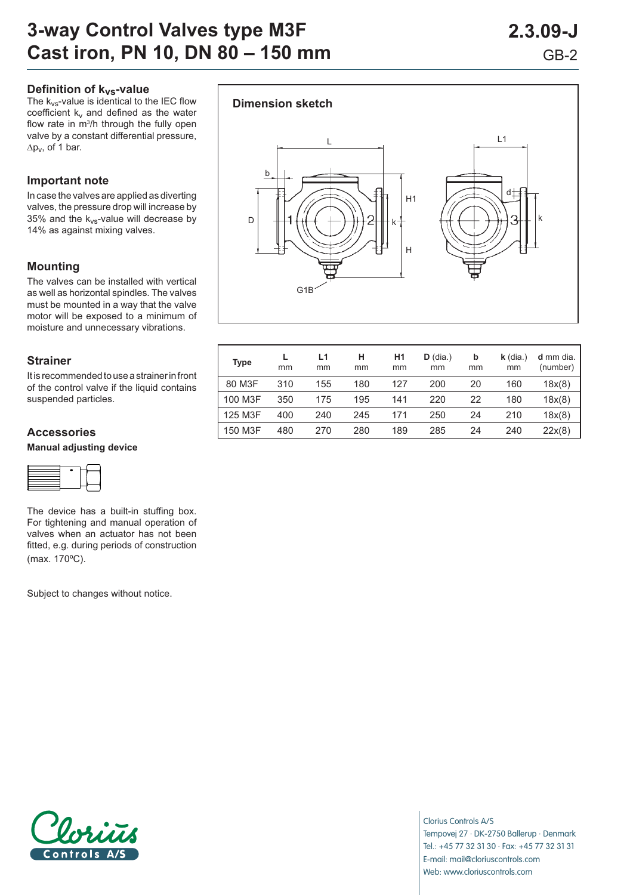# 3-way Control Valves type M3F
# Cast iron, PN 10, DN 80 – 150 mm

2.3.09-J
GB-2

## Definition of $k_{vs}$-value

The $k_{vs}$-value is identical to the IEC flow coefficient $k_v$ and defined as the water flow rate in $m^3/h$ through the fully open valve by a constant differential pressure, $\Delta p_v$, of 1 bar.

## Important note

In case the valves are applied as diverting valves, the pressure drop will increase by 35% and the $k_{vs}$-value will decrease by 14% as against mixing valves.

## Mounting

The valves can be installed with vertical as well as horizontal spindles. The valves must be mounted in a way that the valve motor will be exposed to a minimum of moisture and unnecessary vibrations.

## Strainer

It is recommended to use a strainer in front of the control valve if the liquid contains suspended particles.

## Accessories

**Manual adjusting device**

The device has a built-in stuffing box. For tightening and manual operation of valves when an actuator has not been fitted, e.g. during periods of construction (max. 170ºC).

Subject to changes without notice.

## Dimension sketch

L
L1
b
D
H1
H
k
d
G1B
1
2
3

| Type | L mm | L1 mm | H mm | H1 mm | D (dia.) mm | b mm | k (dia.) mm | d mm dia. (number) |
|---|---|---|---|---|---|---|---|---|
| 80 M3F | 310 | 155 | 180 | 127 | 200 | 20 | 160 | 18x(8) |
| 100 M3F | 350 | 175 | 195 | 141 | 220 | 22 | 180 | 18x(8) |
| 125 M3F | 400 | 240 | 245 | 171 | 250 | 24 | 210 | 18x(8) |
| 150 M3F | 480 | 270 | 280 | 189 | 285 | 24 | 240 | 22x(8) |

Clorius Controls A/S
Tempovej 27 · DK-2750 Ballerup · Denmark
Tel.: +45 77 32 31 30 · Fax: +45 77 32 31 31
E-mail: mail@cloriuscontrols.com
Web: www.cloriuscontrols.com